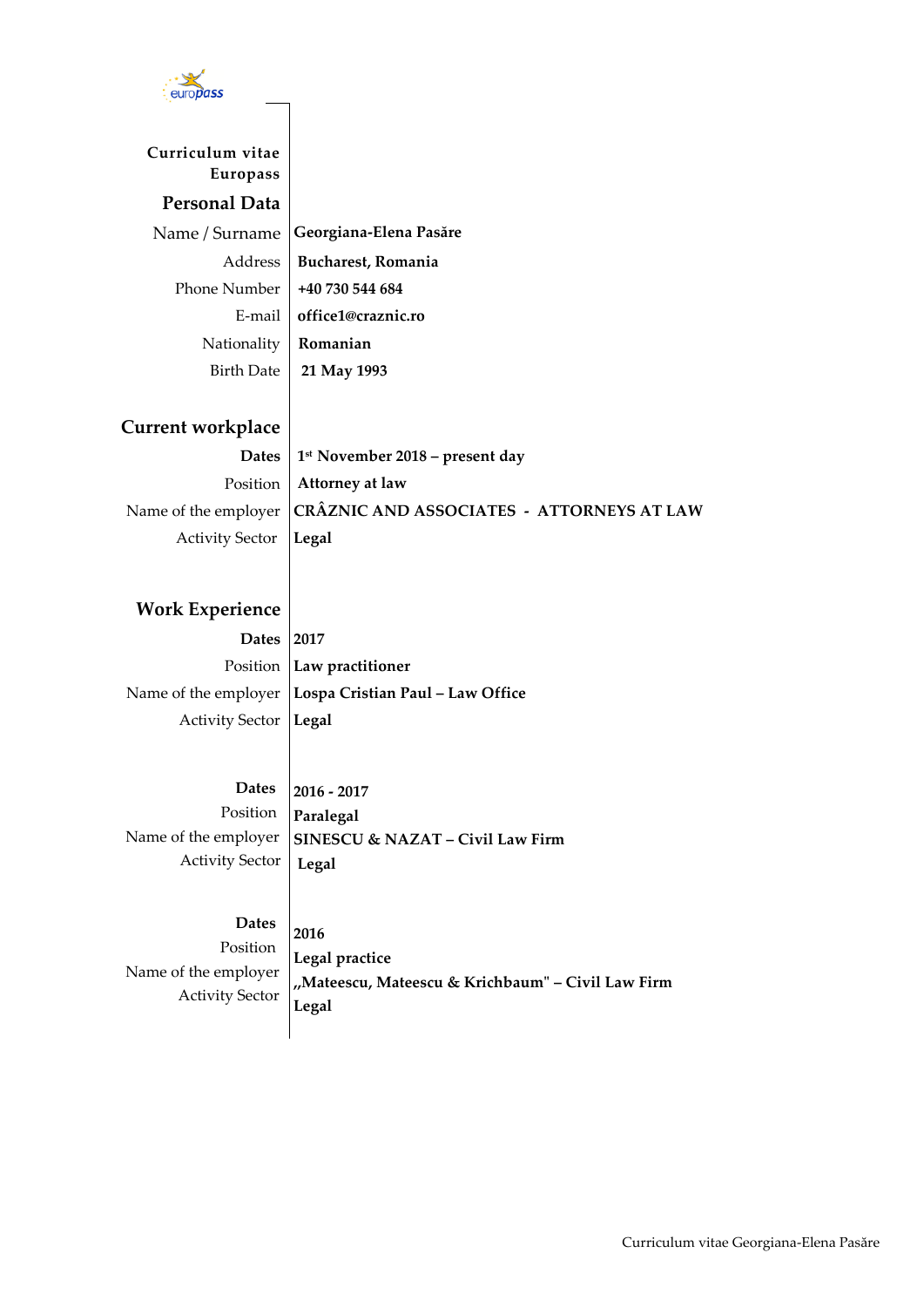# Curriculum vitae Europass

## Personal Data

| | |
|---|---|
| Name / Surname | **Georgiana-Elena Pasăre** |
| Address | **Bucharest, Romania** |
| Phone Number | **+40 730 544 684** |
| E-mail | **office1@craznic.ro** |
| Nationality | **Romanian** |
| Birth Date | **21 May 1993** |

## Current workplace

| | |
|---|---|
| **Dates** | **1st November 2018 – present day** |
| Position | **Attorney at law** |
| Name of the employer | **CRÂZNIC AND ASSOCIATES - ATTORNEYS AT LAW** |
| Activity Sector | **Legal** |

## Work Experience

| | |
|---|---|
| **Dates** | **2017** |
| Position | **Law practitioner** |
| Name of the employer | **Lospa Cristian Paul – Law Office** |
| Activity Sector | **Legal** |

| | |
|---|---|
| **Dates** | **2016 - 2017** |
| Position | **Paralegal** |
| Name of the employer | **SINESCU & NAZAT – Civil Law Firm** |
| Activity Sector | **Legal** |

| | |
|---|---|
| **Dates** | **2016** |
| Position | **Legal practice** |
| Name of the employer | **„Mateescu, Mateescu & Krichbaum" – Civil Law Firm** |
| Activity Sector | **Legal** |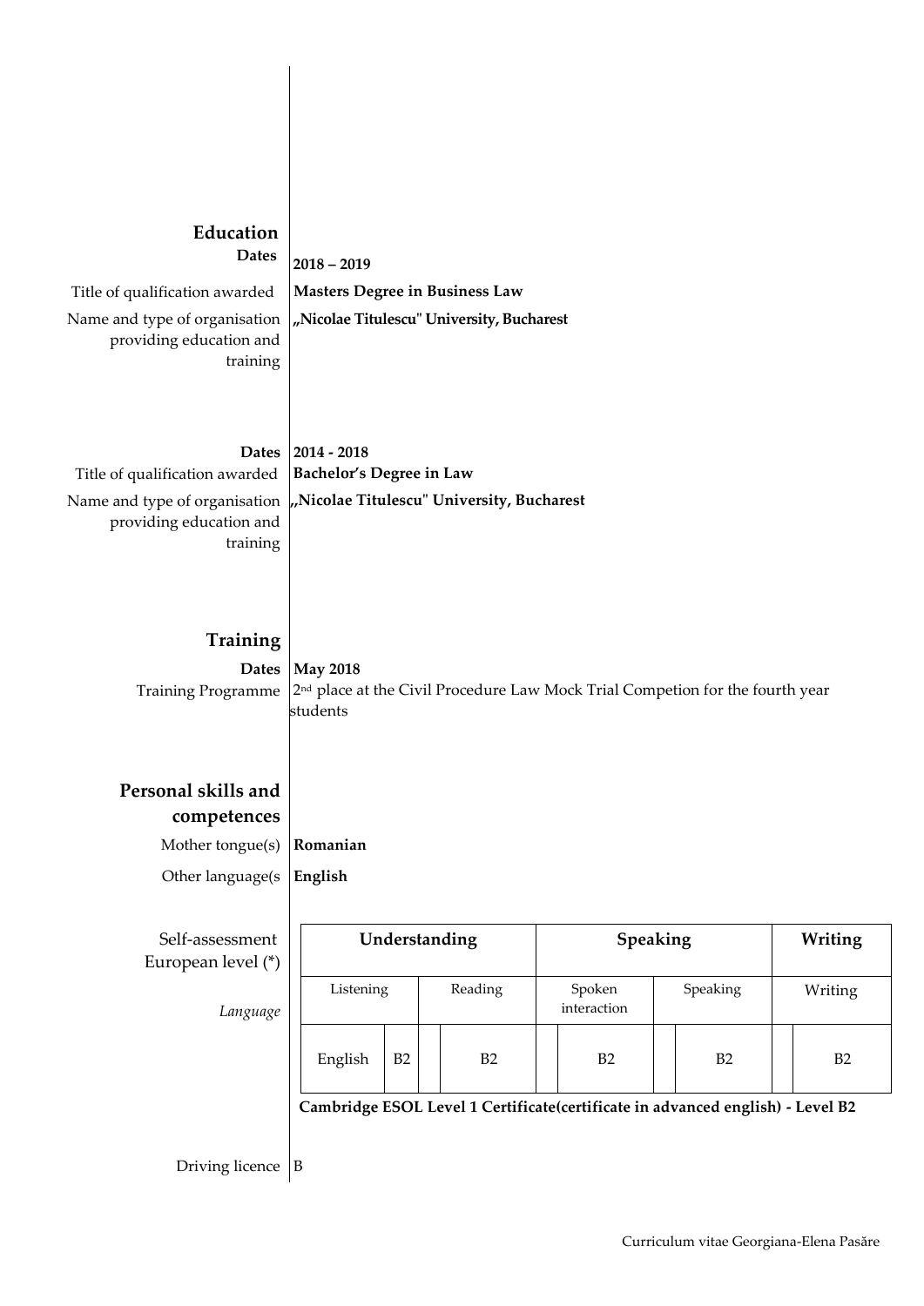## Education

**Dates** 2018 – 2019

Title of qualification awarded **Masters Degree in Business Law**

Name and type of organisation providing education and training **„Nicolae Titulescu" University, Bucharest**

**Dates** 2014 - 2018

Title of qualification awarded **Bachelor's Degree in Law**

Name and type of organisation providing education and training **„Nicolae Titulescu" University, Bucharest**

## Training

**Dates** **May 2018**

Training Programme 2nd place at the Civil Procedure Law Mock Trial Competion for the fourth year students

## Personal skills and competences

Mother tongue(s) **Romanian**

Other language(s **English**

Self-assessment European level (*)

*Language*

| | Understanding | | | | Speaking | | | | Writing | |
|---|---|---|---|---|---|---|---|---|---|---|
| | Listening | | Reading | | Spoken interaction | | Speaking | | Writing | |
| English | B2 | | B2 | | B2 | | B2 | | B2 | |

**Cambridge ESOL Level 1 Certificate(certificate in advanced english) - Level B2**

Driving licence B